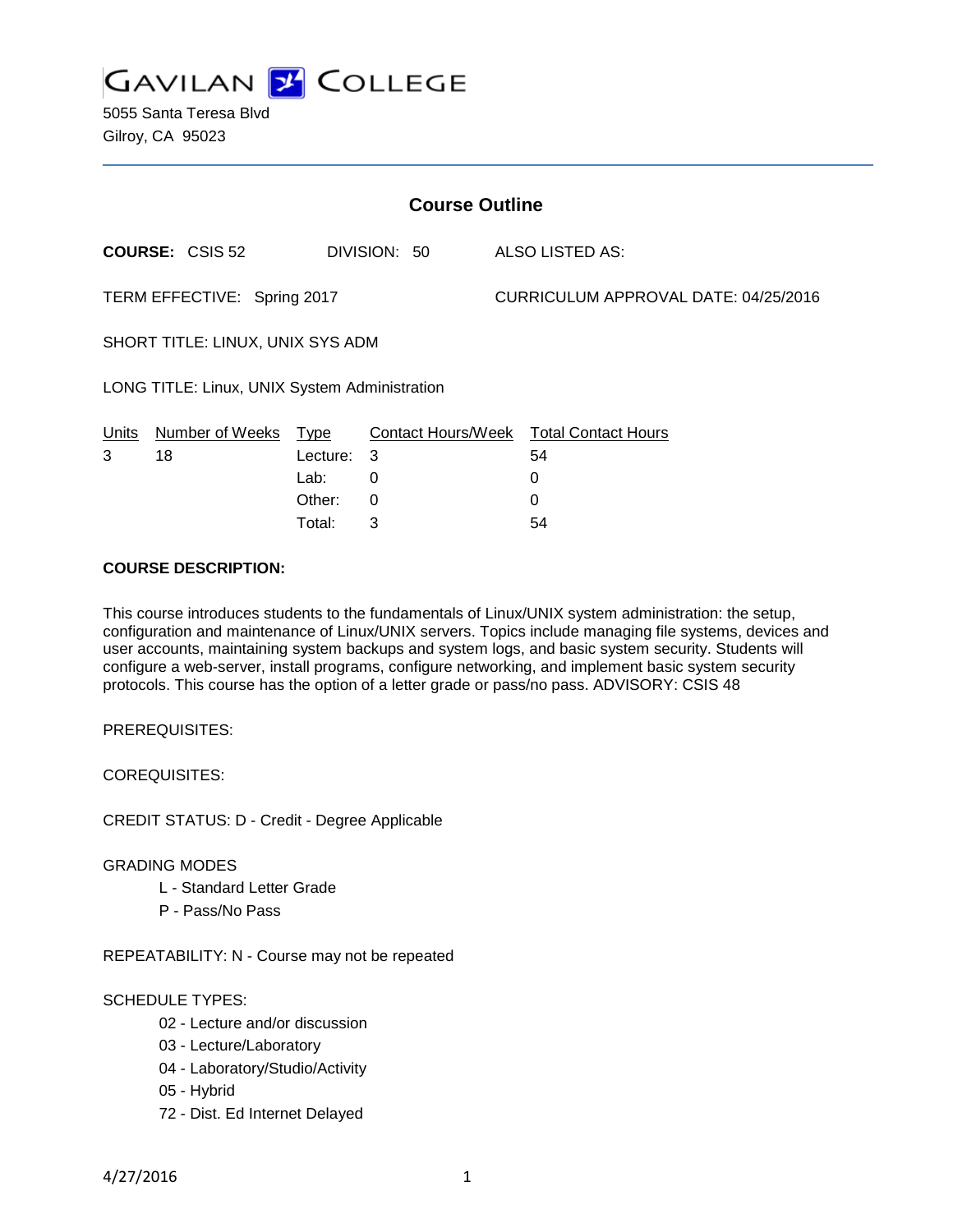# GAVILAN COLLEGE

5055 Santa Teresa Blvd
Gilroy, CA 95023

## Course Outline

**COURSE:** CSIS 52 DIVISION: 50 ALSO LISTED AS:

TERM EFFECTIVE: Spring 2017 CURRICULUM APPROVAL DATE: 04/25/2016

SHORT TITLE: LINUX, UNIX SYS ADM

LONG TITLE: Linux, UNIX System Administration

| Units | Number of Weeks | Type | Contact Hours/Week | Total Contact Hours |
|---|---|---|---|---|
| 3 | 18 | Lecture: | 3 | 54 |
| | | Lab: | 0 | 0 |
| | | Other: | 0 | 0 |
| | | Total: | 3 | 54 |

**COURSE DESCRIPTION:**

This course introduces students to the fundamentals of Linux/UNIX system administration: the setup, configuration and maintenance of Linux/UNIX servers. Topics include managing file systems, devices and user accounts, maintaining system backups and system logs, and basic system security. Students will configure a web-server, install programs, configure networking, and implement basic system security protocols. This course has the option of a letter grade or pass/no pass. ADVISORY: CSIS 48

PREREQUISITES:

COREQUISITES:

CREDIT STATUS: D - Credit - Degree Applicable

GRADING MODES

- L - Standard Letter Grade
- P - Pass/No Pass

REPEATABILITY: N - Course may not be repeated

SCHEDULE TYPES:

- 02 - Lecture and/or discussion
- 03 - Lecture/Laboratory
- 04 - Laboratory/Studio/Activity
- 05 - Hybrid
- 72 - Dist. Ed Internet Delayed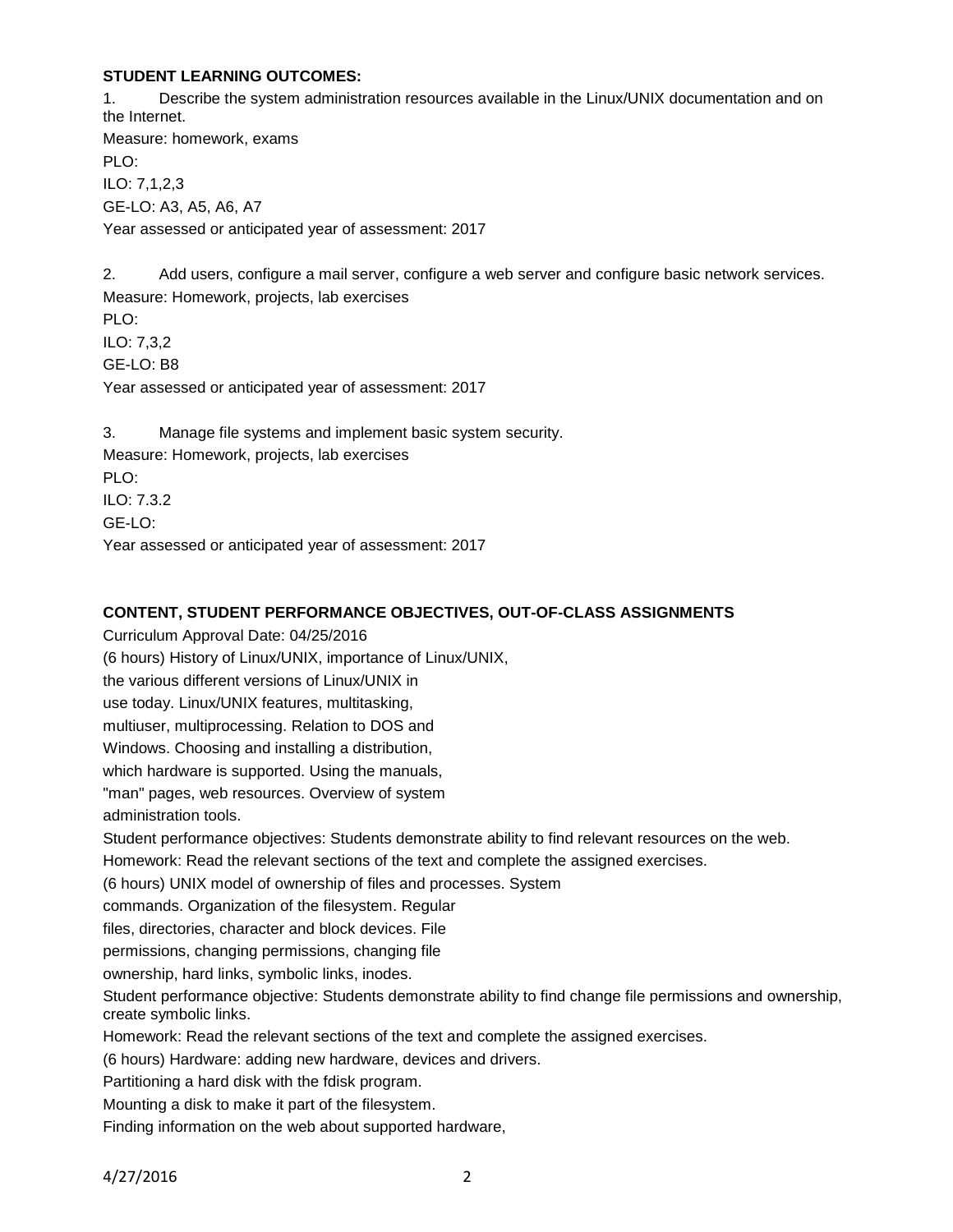**STUDENT LEARNING OUTCOMES:**

1. Describe the system administration resources available in the Linux/UNIX documentation and on the Internet.

Measure: homework, exams

PLO:

ILO: 7,1,2,3

GE-LO: A3, A5, A6, A7

Year assessed or anticipated year of assessment: 2017

2. Add users, configure a mail server, configure a web server and configure basic network services.

Measure: Homework, projects, lab exercises

PLO:

ILO: 7,3,2

GE-LO: B8

Year assessed or anticipated year of assessment: 2017

3. Manage file systems and implement basic system security.

Measure: Homework, projects, lab exercises

PLO:

ILO: 7.3.2

GE-LO:

Year assessed or anticipated year of assessment: 2017

**CONTENT, STUDENT PERFORMANCE OBJECTIVES, OUT-OF-CLASS ASSIGNMENTS**

Curriculum Approval Date: 04/25/2016

(6 hours) History of Linux/UNIX, importance of Linux/UNIX,
the various different versions of Linux/UNIX in
use today. Linux/UNIX features, multitasking,
multiuser, multiprocessing. Relation to DOS and
Windows. Choosing and installing a distribution,
which hardware is supported. Using the manuals,
"man" pages, web resources. Overview of system
administration tools.

Student performance objectives: Students demonstrate ability to find relevant resources on the web.

Homework: Read the relevant sections of the text and complete the assigned exercises.

(6 hours) UNIX model of ownership of files and processes. System
commands. Organization of the filesystem. Regular
files, directories, character and block devices. File
permissions, changing permissions, changing file
ownership, hard links, symbolic links, inodes.

Student performance objective: Students demonstrate ability to find change file permissions and ownership, create symbolic links.

Homework: Read the relevant sections of the text and complete the assigned exercises.

(6 hours) Hardware: adding new hardware, devices and drivers.
Partitioning a hard disk with the fdisk program.
Mounting a disk to make it part of the filesystem.
Finding information on the web about supported hardware,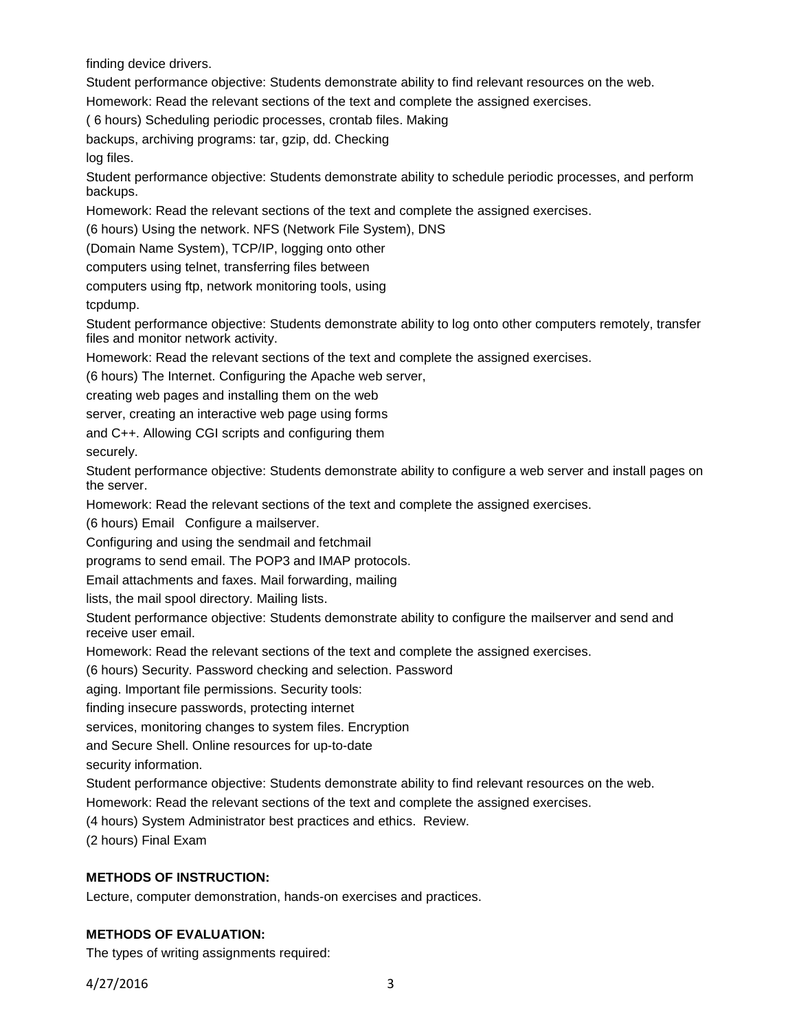finding device drivers.

Student performance objective: Students demonstrate ability to find relevant resources on the web.

Homework: Read the relevant sections of the text and complete the assigned exercises.

( 6 hours) Scheduling periodic processes, crontab files. Making backups, archiving programs: tar, gzip, dd. Checking log files.

Student performance objective: Students demonstrate ability to schedule periodic processes, and perform backups.

Homework: Read the relevant sections of the text and complete the assigned exercises.

(6 hours) Using the network. NFS (Network File System), DNS (Domain Name System), TCP/IP, logging onto other computers using telnet, transferring files between computers using ftp, network monitoring tools, using tcpdump.

Student performance objective: Students demonstrate ability to log onto other computers remotely, transfer files and monitor network activity.

Homework: Read the relevant sections of the text and complete the assigned exercises.

(6 hours) The Internet. Configuring the Apache web server, creating web pages and installing them on the web server, creating an interactive web page using forms and C++. Allowing CGI scripts and configuring them securely.

Student performance objective: Students demonstrate ability to configure a web server and install pages on the server.

Homework: Read the relevant sections of the text and complete the assigned exercises.

(6 hours) Email Configure a mailserver. Configuring and using the sendmail and fetchmail programs to send email. The POP3 and IMAP protocols. Email attachments and faxes. Mail forwarding, mailing lists, the mail spool directory. Mailing lists.

Student performance objective: Students demonstrate ability to configure the mailserver and send and receive user email.

Homework: Read the relevant sections of the text and complete the assigned exercises.

(6 hours) Security. Password checking and selection. Password aging. Important file permissions. Security tools: finding insecure passwords, protecting internet services, monitoring changes to system files. Encryption and Secure Shell. Online resources for up-to-date security information.

Student performance objective: Students demonstrate ability to find relevant resources on the web.

Homework: Read the relevant sections of the text and complete the assigned exercises.

(4 hours) System Administrator best practices and ethics. Review.

(2 hours) Final Exam

**METHODS OF INSTRUCTION:**

Lecture, computer demonstration, hands-on exercises and practices.

**METHODS OF EVALUATION:**

The types of writing assignments required: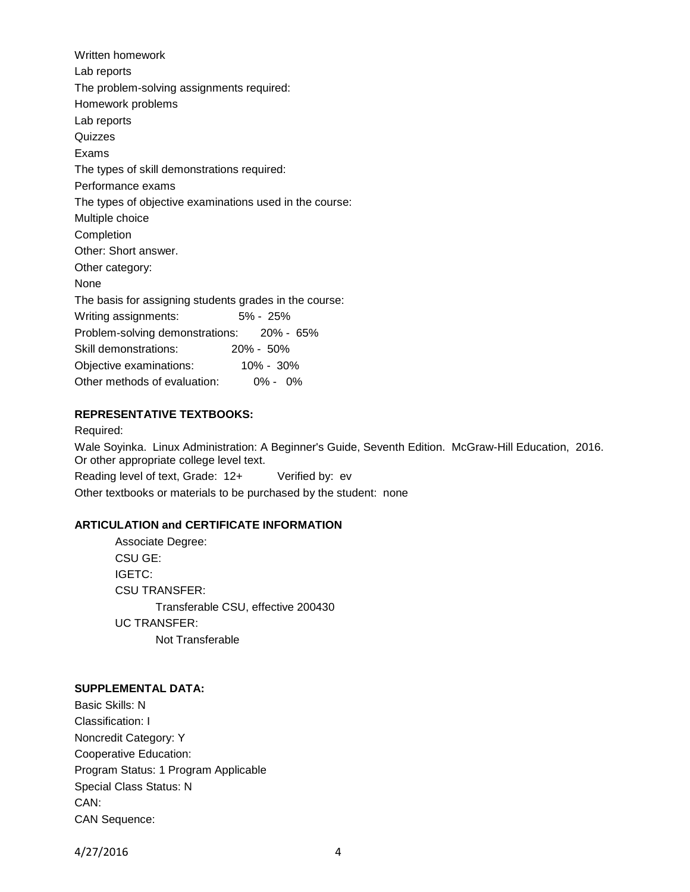Written homework

Lab reports

The problem-solving assignments required:

Homework problems

Lab reports

Quizzes

Exams

The types of skill demonstrations required:

Performance exams

The types of objective examinations used in the course:

Multiple choice

Completion

Other: Short answer.

Other category:

None

The basis for assigning students grades in the course:

Writing assignments: 5% - 25%

Problem-solving demonstrations: 20% - 65%

Skill demonstrations: 20% - 50%

Objective examinations: 10% - 30%

Other methods of evaluation: 0% - 0%

**REPRESENTATIVE TEXTBOOKS:**

Required:

Wale Soyinka. Linux Administration: A Beginner's Guide, Seventh Edition. McGraw-Hill Education, 2016. Or other appropriate college level text.

Reading level of text, Grade: 12+ Verified by: ev

Other textbooks or materials to be purchased by the student: none

**ARTICULATION and CERTIFICATE INFORMATION**

Associate Degree:

CSU GE:

IGETC:

CSU TRANSFER:

Transferable CSU, effective 200430

UC TRANSFER:

Not Transferable

**SUPPLEMENTAL DATA:**

Basic Skills: N

Classification: I

Noncredit Category: Y

Cooperative Education:

Program Status: 1 Program Applicable

Special Class Status: N

CAN:

CAN Sequence: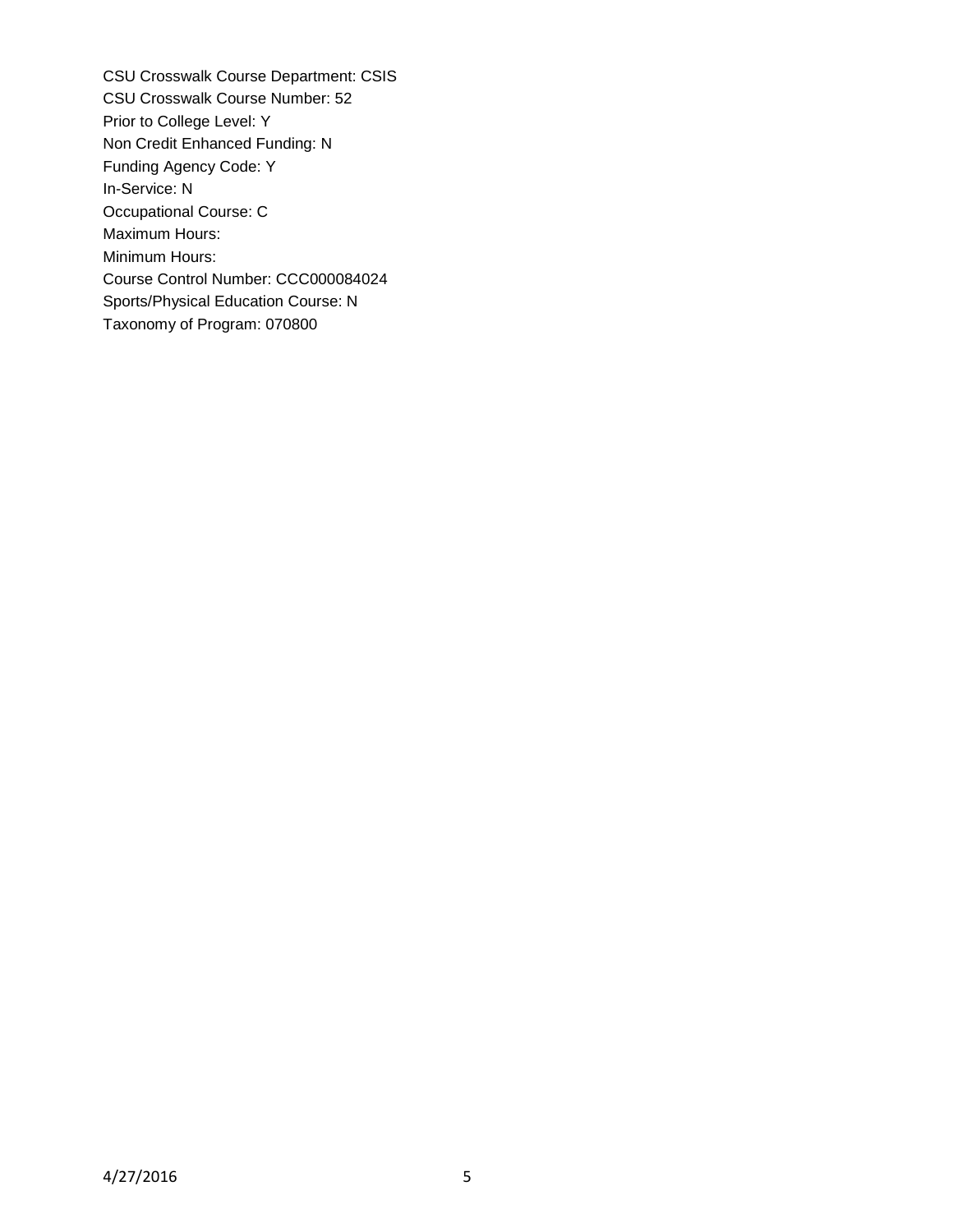CSU Crosswalk Course Department: CSIS
CSU Crosswalk Course Number: 52
Prior to College Level: Y
Non Credit Enhanced Funding: N
Funding Agency Code: Y
In-Service: N
Occupational Course: C
Maximum Hours:
Minimum Hours:
Course Control Number: CCC000084024
Sports/Physical Education Course: N
Taxonomy of Program: 070800